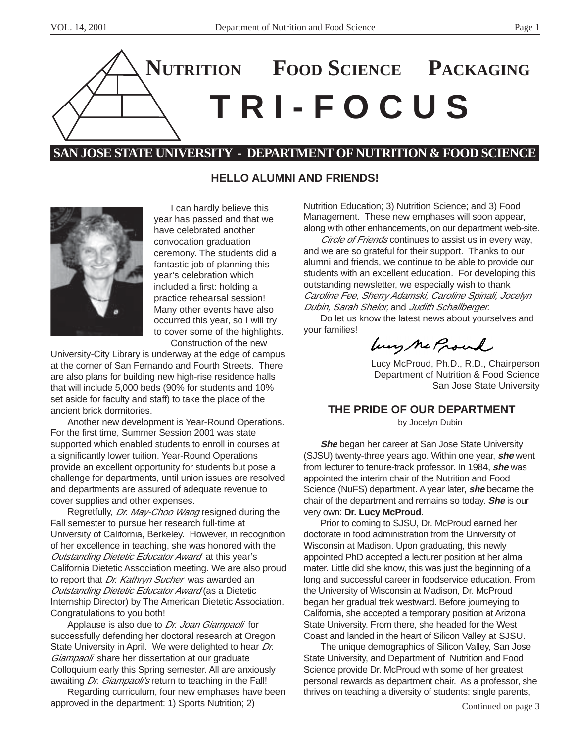# NUTRITION FOOD SCIENCE PACKAGING

# TRI-FOCUS

**SAN JOSE STATE UNIVERSITY - DEPARTMENT OF NUTRITION & FOOD SCIENCE**

## HELLO ALUMNI AND FRIENDS!

I can hardly believe this year has passed and that we have celebrated another convocation graduation ceremony. The students did a fantastic job of planning this year's celebration which included a first: holding a practice rehearsal session! Many other events have also occurred this year, so I will try to cover some of the highlights.

Construction of the new University-City Library is underway at the edge of campus at the corner of San Fernando and Fourth Streets. There are also plans for building new high-rise residence halls that will include 5,000 beds (90% for students and 10% set aside for faculty and staff) to take the place of the ancient brick dormitories.

Another new development is Year-Round Operations. For the first time, Summer Session 2001 was state supported which enabled students to enroll in courses at a significantly lower tuition. Year-Round Operations provide an excellent opportunity for students but pose a challenge for departments, until union issues are resolved and departments are assured of adequate revenue to cover supplies and other expenses.

Regretfully, *Dr. May-Choo Wang* resigned during the Fall semester to pursue her research full-time at University of California, Berkeley. However, in recognition of her excellence in teaching, she was honored with the *Outstanding Dietetic Educator Award* at this year's California Dietetic Association meeting. We are also proud to report that *Dr. Kathryn Sucher* was awarded an *Outstanding Dietetic Educator Award* (as a Dietetic Internship Director) by The American Dietetic Association. Congratulations to you both!

Applause is also due to *Dr. Joan Giampaoli* for successfully defending her doctoral research at Oregon State University in April. We were delighted to hear *Dr. Giampaoli* share her dissertation at our graduate Colloquium early this Spring semester. All are anxiously awaiting *Dr. Giampaoli's* return to teaching in the Fall!

Regarding curriculum, four new emphases have been approved in the department: 1) Sports Nutrition; 2) Nutrition Education; 3) Nutrition Science; and 3) Food Management. These new emphases will soon appear, along with other enhancements, on our department web-site.

*Circle of Friends* continues to assist us in every way, and we are so grateful for their support. Thanks to our alumni and friends, we continue to be able to provide our students with an excellent education. For developing this outstanding newsletter, we especially wish to thank *Caroline Fee, Sherry Adamski, Caroline Spinali, Jocelyn Dubin, Sarah Shelor,* and *Judith Schallberger.*

Do let us know the latest news about yourselves and your families!

Lucy McProud

Lucy McProud, Ph.D., R.D., Chairperson
Department of Nutrition & Food Science
San Jose State University

## THE PRIDE OF OUR DEPARTMENT

by Jocelyn Dubin

***She*** began her career at San Jose State University (SJSU) twenty-three years ago. Within one year, ***she*** went from lecturer to tenure-track professor. In 1984, ***she*** was appointed the interim chair of the Nutrition and Food Science (NuFS) department. A year later, ***she*** became the chair of the department and remains so today. ***She*** is our very own: **Dr. Lucy McProud.**

Prior to coming to SJSU, Dr. McProud earned her doctorate in food administration from the University of Wisconsin at Madison. Upon graduating, this newly appointed PhD accepted a lecturer position at her alma mater. Little did she know, this was just the beginning of a long and successful career in foodservice education. From the University of Wisconsin at Madison, Dr. McProud began her gradual trek westward. Before journeying to California, she accepted a temporary position at Arizona State University. From there, she headed for the West Coast and landed in the heart of Silicon Valley at SJSU.

The unique demographics of Silicon Valley, San Jose State University, and Department of Nutrition and Food Science provide Dr. McProud with some of her greatest personal rewards as department chair. As a professor, she thrives on teaching a diversity of students: single parents,

Continued on page 3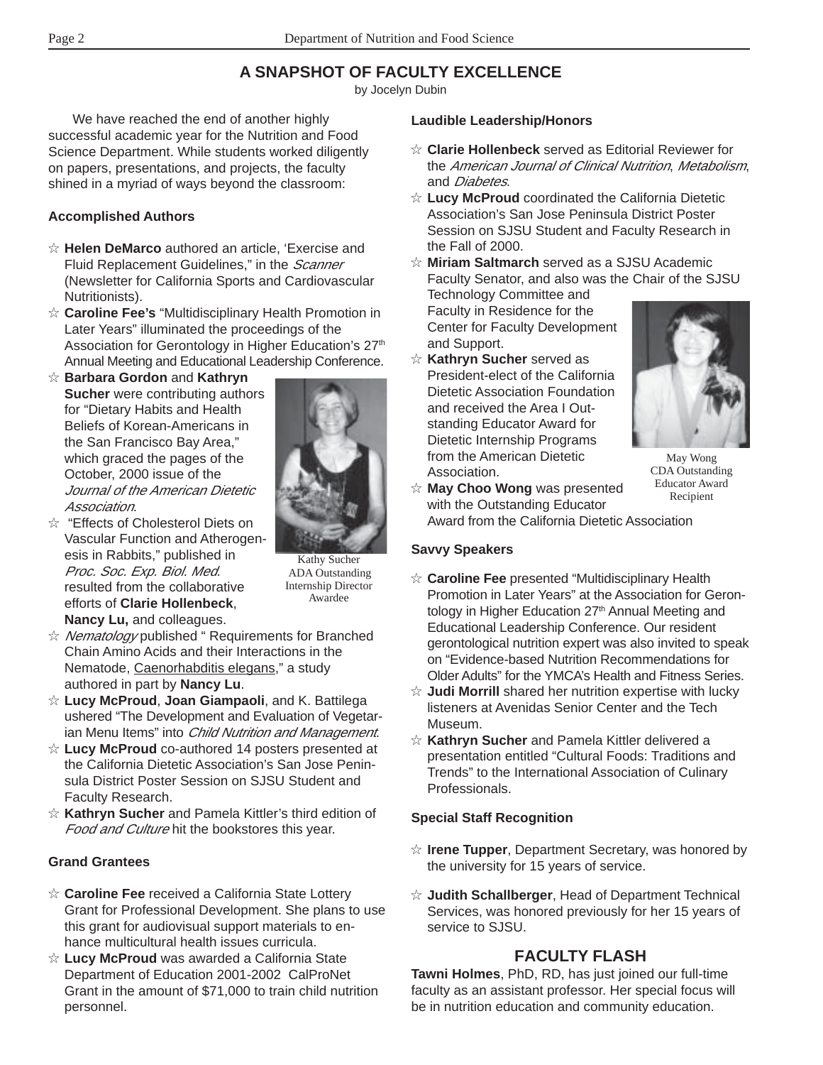# A SNAPSHOT OF FACULTY EXCELLENCE

by Jocelyn Dubin

We have reached the end of another highly successful academic year for the Nutrition and Food Science Department. While students worked diligently on papers, presentations, and projects, the faculty shined in a myriad of ways beyond the classroom:

### Accomplished Authors

- ☆ **Helen DeMarco** authored an article, 'Exercise and Fluid Replacement Guidelines," in the *Scanner* (Newsletter for California Sports and Cardiovascular Nutritionists).
- ☆ **Caroline Fee's** "Multidisciplinary Health Promotion in Later Years" illuminated the proceedings of the Association for Gerontology in Higher Education's 27th Annual Meeting and Educational Leadership Conference.
- ☆ **Barbara Gordon** and **Kathryn Sucher** were contributing authors for "Dietary Habits and Health Beliefs of Korean-Americans in the San Francisco Bay Area," which graced the pages of the October, 2000 issue of the *Journal of the American Dietetic Association*.
- ☆ "Effects of Cholesterol Diets on Vascular Function and Atherogenesis in Rabbits," published in *Proc. Soc. Exp. Biol. Med.* resulted from the collaborative efforts of **Clarie Hollenbeck**, **Nancy Lu,** and colleagues.
- ☆ *Nematology* published " Requirements for Branched Chain Amino Acids and their Interactions in the Nematode, Caenorhabditis elegans," a study authored in part by **Nancy Lu**.
- ☆ **Lucy McProud**, **Joan Giampaoli**, and K. Battilega ushered "The Development and Evaluation of Vegetarian Menu Items" into *Child Nutrition and Management*.
- ☆ **Lucy McProud** co-authored 14 posters presented at the California Dietetic Association's San Jose Peninsula District Poster Session on SJSU Student and Faculty Research.
- ☆ **Kathryn Sucher** and Pamela Kittler's third edition of *Food and Culture* hit the bookstores this year.

Kathy Sucher ADA Outstanding Internship Director Awardee

### Grand Grantees

- ☆ **Caroline Fee** received a California State Lottery Grant for Professional Development. She plans to use this grant for audiovisual support materials to enhance multicultural health issues curricula.
- ☆ **Lucy McProud** was awarded a California State Department of Education 2001-2002 CalProNet Grant in the amount of $71,000 to train child nutrition personnel.

### Laudible Leadership/Honors

- ☆ **Clarie Hollenbeck** served as Editorial Reviewer for the *American Journal of Clinical Nutrition*, *Metabolism*, and *Diabetes*.
- ☆ **Lucy McProud** coordinated the California Dietetic Association's San Jose Peninsula District Poster Session on SJSU Student and Faculty Research in the Fall of 2000.
- ☆ **Miriam Saltmarch** served as a SJSU Academic Faculty Senator, and also was the Chair of the SJSU Technology Committee and Faculty in Residence for the Center for Faculty Development and Support.
- ☆ **Kathryn Sucher** served as President-elect of the California Dietetic Association Foundation and received the Area I Outstanding Educator Award for Dietetic Internship Programs from the American Dietetic Association.
- ☆ **May Choo Wong** was presented with the Outstanding Educator Award from the California Dietetic Association

May Wong CDA Outstanding Educator Award Recipient

### Savvy Speakers

- ☆ **Caroline Fee** presented "Multidisciplinary Health Promotion in Later Years" at the Association for Gerontology in Higher Education 27th Annual Meeting and Educational Leadership Conference. Our resident gerontological nutrition expert was also invited to speak on "Evidence-based Nutrition Recommendations for Older Adults" for the YMCA's Health and Fitness Series.
- ☆ **Judi Morrill** shared her nutrition expertise with lucky listeners at Avenidas Senior Center and the Tech Museum.
- ☆ **Kathryn Sucher** and Pamela Kittler delivered a presentation entitled "Cultural Foods: Traditions and Trends" to the International Association of Culinary Professionals.

### Special Staff Recognition

- ☆ **Irene Tupper**, Department Secretary, was honored by the university for 15 years of service.
- ☆ **Judith Schallberger**, Head of Department Technical Services, was honored previously for her 15 years of service to SJSU.

## FACULTY FLASH

**Tawni Holmes**, PhD, RD, has just joined our full-time faculty as an assistant professor. Her special focus will be in nutrition education and community education.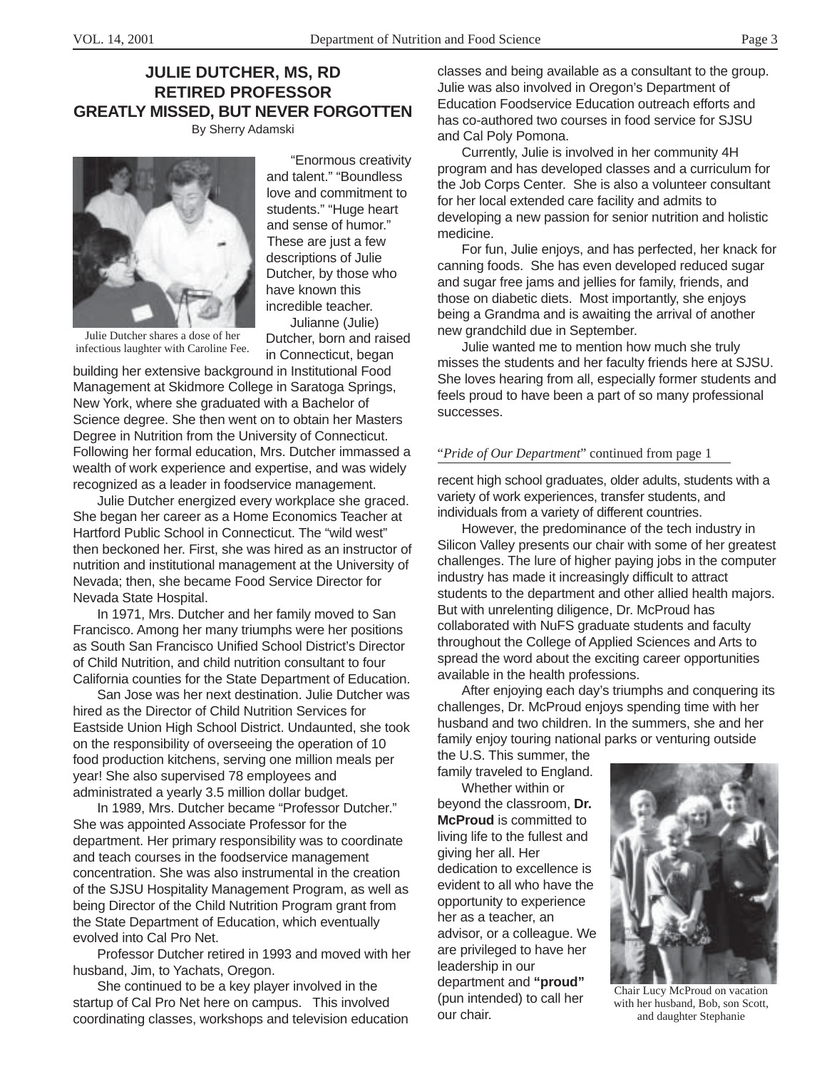## JULIE DUTCHER, MS, RD RETIRED PROFESSOR GREATLY MISSED, BUT NEVER FORGOTTEN

By Sherry Adamski

Julie Dutcher shares a dose of her infectious laughter with Caroline Fee.

"Enormous creativity and talent." "Boundless love and commitment to students." "Huge heart and sense of humor." These are just a few descriptions of Julie Dutcher, by those who have known this incredible teacher.

Julianne (Julie) Dutcher, born and raised in Connecticut, began building her extensive background in Institutional Food Management at Skidmore College in Saratoga Springs, New York, where she graduated with a Bachelor of Science degree. She then went on to obtain her Masters Degree in Nutrition from the University of Connecticut. Following her formal education, Mrs. Dutcher immassed a wealth of work experience and expertise, and was widely recognized as a leader in foodservice management.

Julie Dutcher energized every workplace she graced. She began her career as a Home Economics Teacher at Hartford Public School in Connecticut. The "wild west" then beckoned her. First, she was hired as an instructor of nutrition and institutional management at the University of Nevada; then, she became Food Service Director for Nevada State Hospital.

In 1971, Mrs. Dutcher and her family moved to San Francisco. Among her many triumphs were her positions as South San Francisco Unified School District's Director of Child Nutrition, and child nutrition consultant to four California counties for the State Department of Education.

San Jose was her next destination. Julie Dutcher was hired as the Director of Child Nutrition Services for Eastside Union High School District. Undaunted, she took on the responsibility of overseeing the operation of 10 food production kitchens, serving one million meals per year! She also supervised 78 employees and administrated a yearly 3.5 million dollar budget.

In 1989, Mrs. Dutcher became "Professor Dutcher." She was appointed Associate Professor for the department. Her primary responsibility was to coordinate and teach courses in the foodservice management concentration. She was also instrumental in the creation of the SJSU Hospitality Management Program, as well as being Director of the Child Nutrition Program grant from the State Department of Education, which eventually evolved into Cal Pro Net.

Professor Dutcher retired in 1993 and moved with her husband, Jim, to Yachats, Oregon.

She continued to be a key player involved in the startup of Cal Pro Net here on campus. This involved coordinating classes, workshops and television education classes and being available as a consultant to the group. Julie was also involved in Oregon's Department of Education Foodservice Education outreach efforts and has co-authored two courses in food service for SJSU and Cal Poly Pomona.

Currently, Julie is involved in her community 4H program and has developed classes and a curriculum for the Job Corps Center. She is also a volunteer consultant for her local extended care facility and admits to developing a new passion for senior nutrition and holistic medicine.

For fun, Julie enjoys, and has perfected, her knack for canning foods. She has even developed reduced sugar and sugar free jams and jellies for family, friends, and those on diabetic diets. Most importantly, she enjoys being a Grandma and is awaiting the arrival of another new grandchild due in September.

Julie wanted me to mention how much she truly misses the students and her faculty friends here at SJSU. She loves hearing from all, especially former students and feels proud to have been a part of so many professional successes.

"*Pride of Our Department*" continued from page 1

recent high school graduates, older adults, students with a variety of work experiences, transfer students, and individuals from a variety of different countries.

However, the predominance of the tech industry in Silicon Valley presents our chair with some of her greatest challenges. The lure of higher paying jobs in the computer industry has made it increasingly difficult to attract students to the department and other allied health majors. But with unrelenting diligence, Dr. McProud has collaborated with NuFS graduate students and faculty throughout the College of Applied Sciences and Arts to spread the word about the exciting career opportunities available in the health professions.

After enjoying each day's triumphs and conquering its challenges, Dr. McProud enjoys spending time with her husband and two children. In the summers, she and her family enjoy touring national parks or venturing outside the U.S. This summer, the family traveled to England.

Whether within or beyond the classroom, **Dr. McProud** is committed to living life to the fullest and giving her all. Her dedication to excellence is evident to all who have the opportunity to experience her as a teacher, an advisor, or a colleague. We are privileged to have her leadership in our department and **"proud"** (pun intended) to call her our chair.

Chair Lucy McProud on vacation with her husband, Bob, son Scott, and daughter Stephanie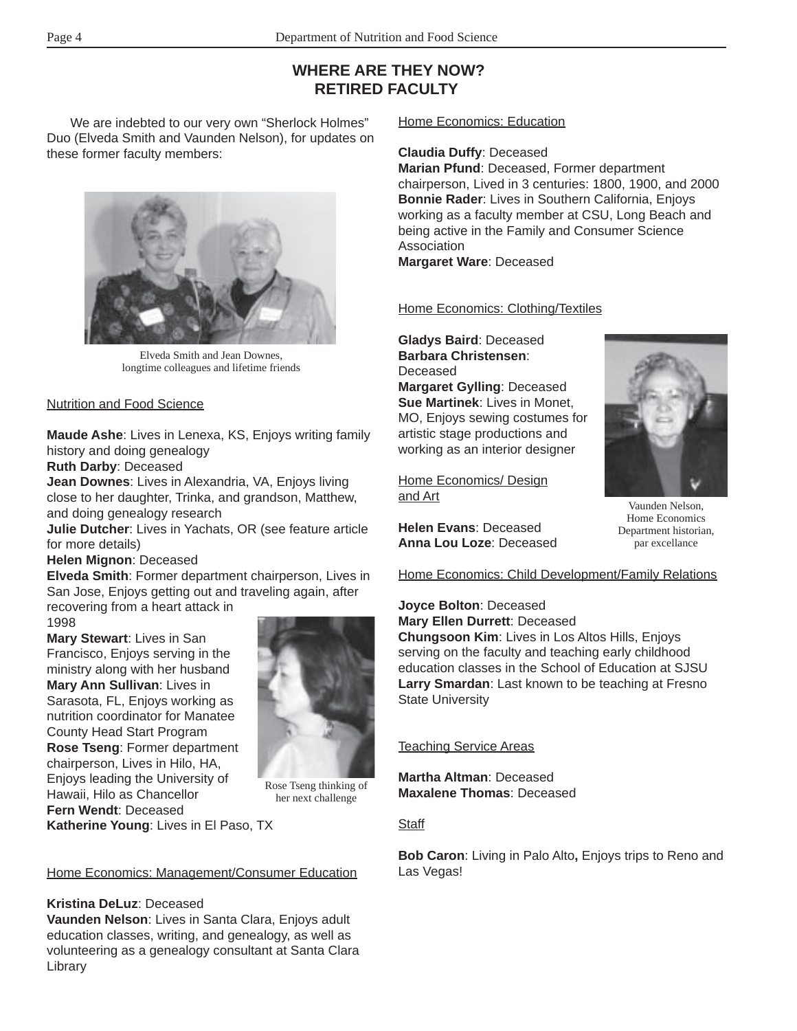# WHERE ARE THEY NOW? RETIRED FACULTY

We are indebted to our very own "Sherlock Holmes" Duo (Elveda Smith and Vaunden Nelson), for updates on these former faculty members:

Elveda Smith and Jean Downes, longtime colleagues and lifetime friends

## Nutrition and Food Science

**Maude Ashe**: Lives in Lenexa, KS, Enjoys writing family history and doing genealogy
**Ruth Darby**: Deceased
**Jean Downes**: Lives in Alexandria, VA, Enjoys living close to her daughter, Trinka, and grandson, Matthew, and doing genealogy research
**Julie Dutcher**: Lives in Yachats, OR (see feature article for more details)
**Helen Mignon**: Deceased
**Elveda Smith**: Former department chairperson, Lives in San Jose, Enjoys getting out and traveling again, after recovering from a heart attack in 1998
**Mary Stewart**: Lives in San Francisco, Enjoys serving in the ministry along with her husband
**Mary Ann Sullivan**: Lives in Sarasota, FL, Enjoys working as nutrition coordinator for Manatee County Head Start Program
**Rose Tseng**: Former department chairperson, Lives in Hilo, HA, Enjoys leading the University of Hawaii, Hilo as Chancellor
**Fern Wendt**: Deceased
**Katherine Young**: Lives in El Paso, TX

Rose Tseng thinking of her next challenge

## Home Economics: Management/Consumer Education

**Kristina DeLuz**: Deceased
**Vaunden Nelson**: Lives in Santa Clara, Enjoys adult education classes, writing, and genealogy, as well as volunteering as a genealogy consultant at Santa Clara Library

## Home Economics: Education

**Claudia Duffy**: Deceased
**Marian Pfund**: Deceased, Former department chairperson, Lived in 3 centuries: 1800, 1900, and 2000
**Bonnie Rader**: Lives in Southern California, Enjoys working as a faculty member at CSU, Long Beach and being active in the Family and Consumer Science Association
**Margaret Ware**: Deceased

## Home Economics: Clothing/Textiles

**Gladys Baird**: Deceased
**Barbara Christensen**: Deceased
**Margaret Gylling**: Deceased
**Sue Martinek**: Lives in Monet, MO, Enjoys sewing costumes for artistic stage productions and working as an interior designer

Vaunden Nelson, Home Economics Department historian, par excellance

## Home Economics/ Design and Art

**Helen Evans**: Deceased
**Anna Lou Loze**: Deceased

## Home Economics: Child Development/Family Relations

**Joyce Bolton**: Deceased
**Mary Ellen Durrett**: Deceased
**Chungsoon Kim**: Lives in Los Altos Hills, Enjoys serving on the faculty and teaching early childhood education classes in the School of Education at SJSU
**Larry Smardan**: Last known to be teaching at Fresno State University

## Teaching Service Areas

**Martha Altman**: Deceased
**Maxalene Thomas**: Deceased

## Staff

**Bob Caron**: Living in Palo Alto**,** Enjoys trips to Reno and Las Vegas!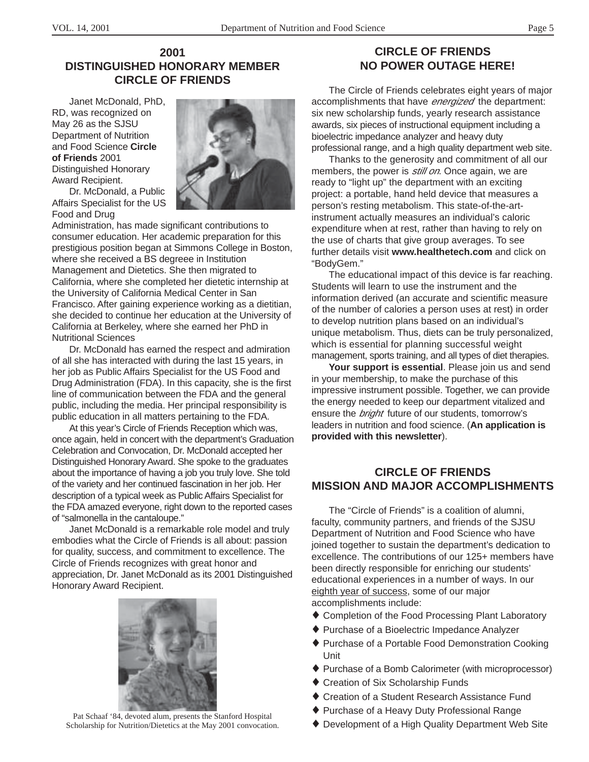## 2001 DISTINGUISHED HONORARY MEMBER CIRCLE OF FRIENDS

Janet McDonald, PhD, RD, was recognized on May 26 as the SJSU Department of Nutrition and Food Science **Circle of Friends** 2001 Distinguished Honorary Award Recipient.

Dr. McDonald, a Public Affairs Specialist for the US Food and Drug Administration, has made significant contributions to consumer education. Her academic preparation for this prestigious position began at Simmons College in Boston, where she received a BS degreee in Institution Management and Dietetics. She then migrated to California, where she completed her dietetic internship at the University of California Medical Center in San Francisco. After gaining experience working as a dietitian, she decided to continue her education at the University of California at Berkeley, where she earned her PhD in Nutritional Sciences

Dr. McDonald has earned the respect and admiration of all she has interacted with during the last 15 years, in her job as Public Affairs Specialist for the US Food and Drug Administration (FDA). In this capacity, she is the first line of communication between the FDA and the general public, including the media. Her principal responsibility is public education in all matters pertaining to the FDA.

At this year's Circle of Friends Reception which was, once again, held in concert with the department's Graduation Celebration and Convocation, Dr. McDonald accepted her Distinguished Honorary Award. She spoke to the graduates about the importance of having a job you truly love. She told of the variety and her continued fascination in her job. Her description of a typical week as Public Affairs Specialist for the FDA amazed everyone, right down to the reported cases of "salmonella in the cantaloupe."

Janet McDonald is a remarkable role model and truly embodies what the Circle of Friends is all about: passion for quality, success, and commitment to excellence. The Circle of Friends recognizes with great honor and appreciation, Dr. Janet McDonald as its 2001 Distinguished Honorary Award Recipient.

Pat Schaaf '84, devoted alum, presents the Stanford Hospital Scholarship for Nutrition/Dietetics at the May 2001 convocation.

## CIRCLE OF FRIENDS NO POWER OUTAGE HERE!

The Circle of Friends celebrates eight years of major accomplishments that have *energized* the department: six new scholarship funds, yearly research assistance awards, six pieces of instructional equipment including a bioelectric impedance analyzer and heavy duty professional range, and a high quality department web site.

Thanks to the generosity and commitment of all our members, the power is *still on*. Once again, we are ready to "light up" the department with an exciting project: a portable, hand held device that measures a person's resting metabolism. This state-of-the-art-instrument actually measures an individual's caloric expenditure when at rest, rather than having to rely on the use of charts that give group averages. To see further details visit **www.healthetech.com** and click on "BodyGem."

The educational impact of this device is far reaching. Students will learn to use the instrument and the information derived (an accurate and scientific measure of the number of calories a person uses at rest) in order to develop nutrition plans based on an individual's unique metabolism. Thus, diets can be truly personalized, which is essential for planning successful weight management, sports training, and all types of diet therapies.

**Your support is essential**. Please join us and send in your membership, to make the purchase of this impressive instrument possible. Together, we can provide the energy needed to keep our department vitalized and ensure the *bright* future of our students, tomorrow's leaders in nutrition and food science. (**An application is provided with this newsletter**).

## CIRCLE OF FRIENDS MISSION AND MAJOR ACCOMPLISHMENTS

The "Circle of Friends" is a coalition of alumni, faculty, community partners, and friends of the SJSU Department of Nutrition and Food Science who have joined together to sustain the department's dedication to excellence. The contributions of our 125+ members have been directly responsible for enriching our students' educational experiences in a number of ways. In our eighth year of success, some of our major accomplishments include:

- Completion of the Food Processing Plant Laboratory
- Purchase of a Bioelectric Impedance Analyzer
- Purchase of a Portable Food Demonstration Cooking Unit
- Purchase of a Bomb Calorimeter (with microprocessor)
- Creation of Six Scholarship Funds
- Creation of a Student Research Assistance Fund
- Purchase of a Heavy Duty Professional Range
- Development of a High Quality Department Web Site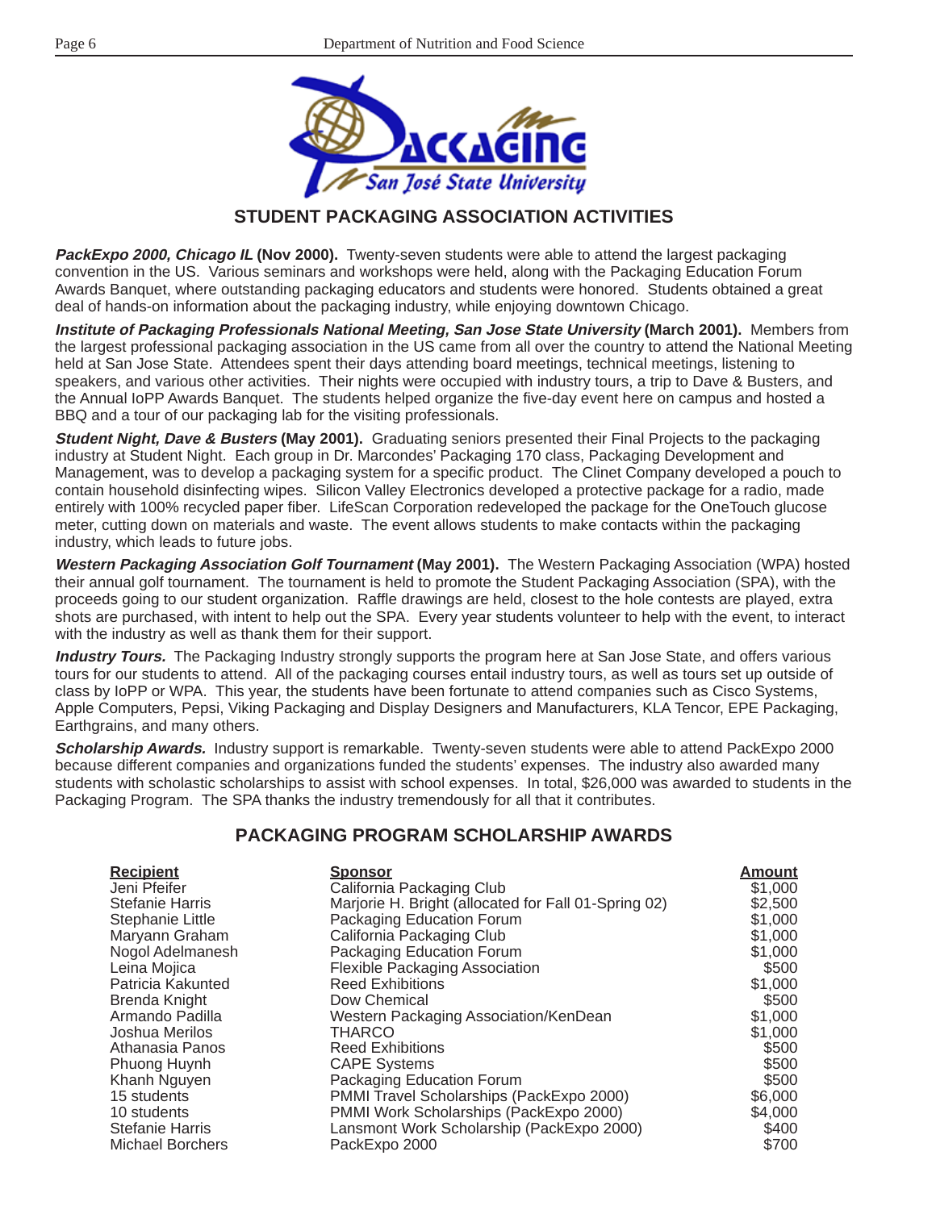## STUDENT PACKAGING ASSOCIATION ACTIVITIES

***PackExpo 2000, Chicago IL* (Nov 2000).** Twenty-seven students were able to attend the largest packaging convention in the US. Various seminars and workshops were held, along with the Packaging Education Forum Awards Banquet, where outstanding packaging educators and students were honored. Students obtained a great deal of hands-on information about the packaging industry, while enjoying downtown Chicago.

***Institute of Packaging Professionals National Meeting, San Jose State University* (March 2001).** Members from the largest professional packaging association in the US came from all over the country to attend the National Meeting held at San Jose State. Attendees spent their days attending board meetings, technical meetings, listening to speakers, and various other activities. Their nights were occupied with industry tours, a trip to Dave & Busters, and the Annual IoPP Awards Banquet. The students helped organize the five-day event here on campus and hosted a BBQ and a tour of our packaging lab for the visiting professionals.

***Student Night, Dave & Busters* (May 2001).** Graduating seniors presented their Final Projects to the packaging industry at Student Night. Each group in Dr. Marcondes' Packaging 170 class, Packaging Development and Management, was to develop a packaging system for a specific product. The Clinet Company developed a pouch to contain household disinfecting wipes. Silicon Valley Electronics developed a protective package for a radio, made entirely with 100% recycled paper fiber. LifeScan Corporation redeveloped the package for the OneTouch glucose meter, cutting down on materials and waste. The event allows students to make contacts within the packaging industry, which leads to future jobs.

***Western Packaging Association Golf Tournament* (May 2001).** The Western Packaging Association (WPA) hosted their annual golf tournament. The tournament is held to promote the Student Packaging Association (SPA), with the proceeds going to our student organization. Raffle drawings are held, closest to the hole contests are played, extra shots are purchased, with intent to help out the SPA. Every year students volunteer to help with the event, to interact with the industry as well as thank them for their support.

***Industry Tours.*** The Packaging Industry strongly supports the program here at San Jose State, and offers various tours for our students to attend. All of the packaging courses entail industry tours, as well as tours set up outside of class by IoPP or WPA. This year, the students have been fortunate to attend companies such as Cisco Systems, Apple Computers, Pepsi, Viking Packaging and Display Designers and Manufacturers, KLA Tencor, EPE Packaging, Earthgrains, and many others.

***Scholarship Awards.*** Industry support is remarkable. Twenty-seven students were able to attend PackExpo 2000 because different companies and organizations funded the students' expenses. The industry also awarded many students with scholastic scholarships to assist with school expenses. In total, $26,000 was awarded to students in the Packaging Program. The SPA thanks the industry tremendously for all that it contributes.

## PACKAGING PROGRAM SCHOLARSHIP AWARDS

| Recipient | Sponsor | Amount |
|---|---|---|
| Jeni Pfeifer | California Packaging Club | $1,000 |
| Stefanie Harris | Marjorie H. Bright (allocated for Fall 01-Spring 02) | $2,500 |
| Stephanie Little | Packaging Education Forum | $1,000 |
| Maryann Graham | California Packaging Club | $1,000 |
| Nogol Adelmanesh | Packaging Education Forum | $1,000 |
| Leina Mojica | Flexible Packaging Association | $500 |
| Patricia Kakunted | Reed Exhibitions | $1,000 |
| Brenda Knight | Dow Chemical | $500 |
| Armando Padilla | Western Packaging Association/KenDean | $1,000 |
| Joshua Merilos | THARCO | $1,000 |
| Athanasia Panos | Reed Exhibitions | $500 |
| Phuong Huynh | CAPE Systems | $500 |
| Khanh Nguyen | Packaging Education Forum | $500 |
| 15 students | PMMI Travel Scholarships (PackExpo 2000) | $6,000 |
| 10 students | PMMI Work Scholarships (PackExpo 2000) | $4,000 |
| Stefanie Harris | Lansmont Work Scholarship (PackExpo 2000) | $400 |
| Michael Borchers | PackExpo 2000 | $700 |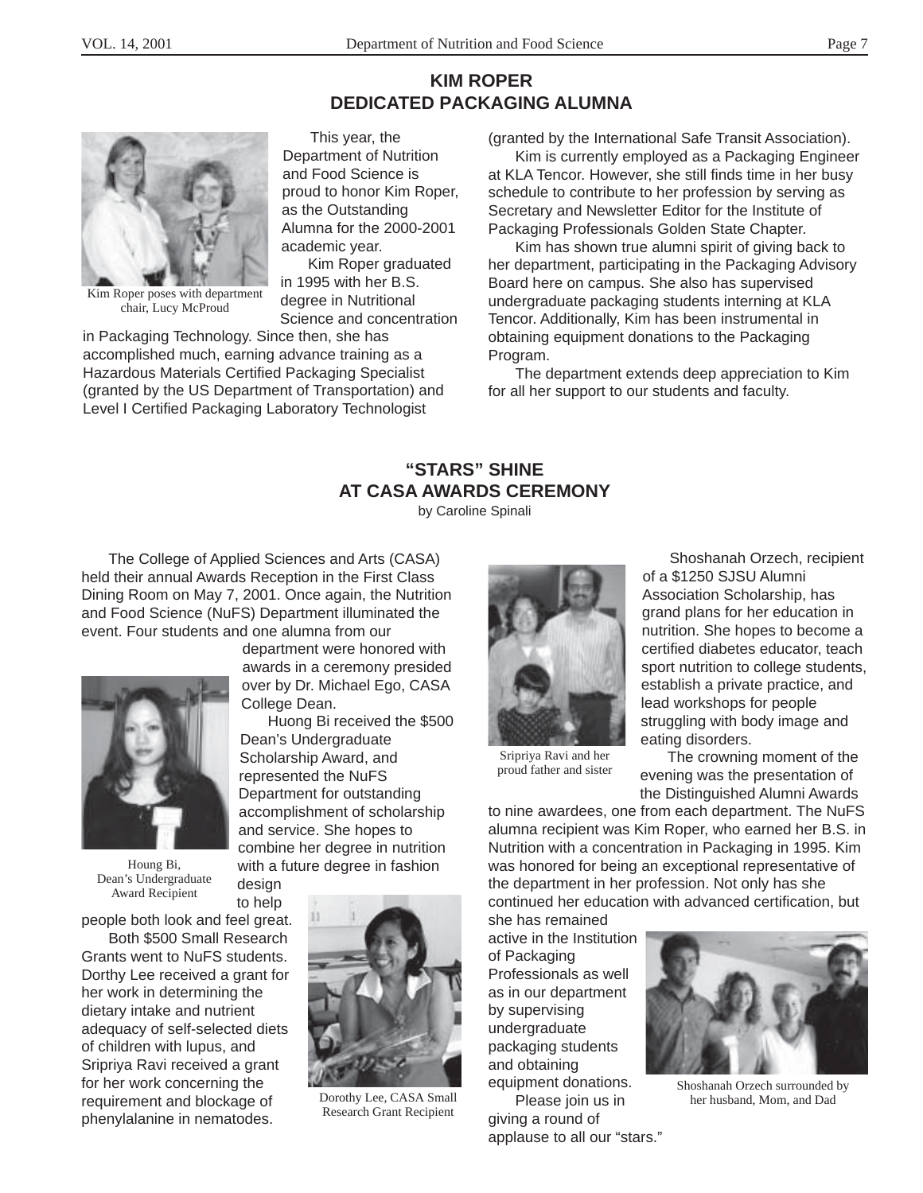## KIM ROPER
## DEDICATED PACKAGING ALUMNA

Kim Roper poses with department chair, Lucy McProud

This year, the Department of Nutrition and Food Science is proud to honor Kim Roper, as the Outstanding Alumna for the 2000-2001 academic year.

Kim Roper graduated in 1995 with her B.S. degree in Nutritional Science and concentration in Packaging Technology. Since then, she has accomplished much, earning advance training as a Hazardous Materials Certified Packaging Specialist (granted by the US Department of Transportation) and Level I Certified Packaging Laboratory Technologist (granted by the International Safe Transit Association).

Kim is currently employed as a Packaging Engineer at KLA Tencor. However, she still finds time in her busy schedule to contribute to her profession by serving as Secretary and Newsletter Editor for the Institute of Packaging Professionals Golden State Chapter.

Kim has shown true alumni spirit of giving back to her department, participating in the Packaging Advisory Board here on campus. She also has supervised undergraduate packaging students interning at KLA Tencor. Additionally, Kim has been instrumental in obtaining equipment donations to the Packaging Program.

The department extends deep appreciation to Kim for all her support to our students and faculty.

## "STARS" SHINE AT CASA AWARDS CEREMONY

by Caroline Spinali

The College of Applied Sciences and Arts (CASA) held their annual Awards Reception in the First Class Dining Room on May 7, 2001. Once again, the Nutrition and Food Science (NuFS) Department illuminated the event. Four students and one alumna from our department were honored with awards in a ceremony presided over by Dr. Michael Ego, CASA College Dean.

Huong Bi received the $500 Dean's Undergraduate Scholarship Award, and represented the NuFS Department for outstanding accomplishment of scholarship and service. She hopes to combine her degree in nutrition with a future degree in fashion design to help people both look and feel great.

Houng Bi, Dean's Undergraduate Award Recipient

Both $500 Small Research Grants went to NuFS students. Dorthy Lee received a grant for her work in determining the dietary intake and nutrient adequacy of self-selected diets of children with lupus, and Sripriya Ravi received a grant for her work concerning the requirement and blockage of phenylalanine in nematodes.

Dorothy Lee, CASA Small Research Grant Recipient

Sripriya Ravi and her proud father and sister

Shoshanah Orzech, recipient of a $1250 SJSU Alumni Association Scholarship, has grand plans for her education in nutrition. She hopes to become a certified diabetes educator, teach sport nutrition to college students, establish a private practice, and lead workshops for people struggling with body image and eating disorders.

The crowning moment of the evening was the presentation of the Distinguished Alumni Awards to nine awardees, one from each department. The NuFS alumna recipient was Kim Roper, who earned her B.S. in Nutrition with a concentration in Packaging in 1995. Kim was honored for being an exceptional representative of the department in her profession. Not only has she continued her education with advanced certification, but she has remained active in the Institution of Packaging Professionals as well as in our department by supervising undergraduate packaging students and obtaining equipment donations.

Shoshanah Orzech surrounded by her husband, Mom, and Dad

Please join us in giving a round of applause to all our "stars."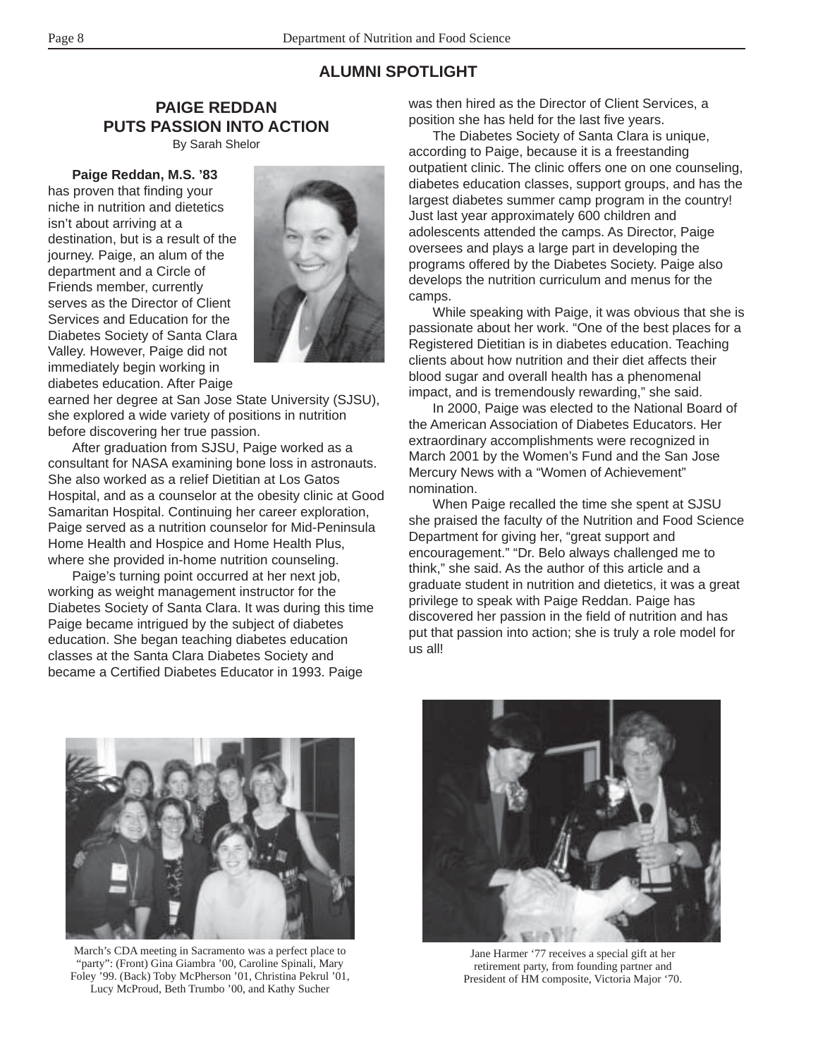## ALUMNI SPOTLIGHT

### PAIGE REDDAN PUTS PASSION INTO ACTION

By Sarah Shelor

**Paige Reddan, M.S. '83** has proven that finding your niche in nutrition and dietetics isn't about arriving at a destination, but is a result of the journey. Paige, an alum of the department and a Circle of Friends member, currently serves as the Director of Client Services and Education for the Diabetes Society of Santa Clara Valley. However, Paige did not immediately begin working in diabetes education. After Paige earned her degree at San Jose State University (SJSU), she explored a wide variety of positions in nutrition before discovering her true passion.

After graduation from SJSU, Paige worked as a consultant for NASA examining bone loss in astronauts. She also worked as a relief Dietitian at Los Gatos Hospital, and as a counselor at the obesity clinic at Good Samaritan Hospital. Continuing her career exploration, Paige served as a nutrition counselor for Mid-Peninsula Home Health and Hospice and Home Health Plus, where she provided in-home nutrition counseling.

Paige's turning point occurred at her next job, working as weight management instructor for the Diabetes Society of Santa Clara. It was during this time Paige became intrigued by the subject of diabetes education. She began teaching diabetes education classes at the Santa Clara Diabetes Society and became a Certified Diabetes Educator in 1993. Paige was then hired as the Director of Client Services, a position she has held for the last five years.

The Diabetes Society of Santa Clara is unique, according to Paige, because it is a freestanding outpatient clinic. The clinic offers one on one counseling, diabetes education classes, support groups, and has the largest diabetes summer camp program in the country! Just last year approximately 600 children and adolescents attended the camps. As Director, Paige oversees and plays a large part in developing the programs offered by the Diabetes Society. Paige also develops the nutrition curriculum and menus for the camps.

While speaking with Paige, it was obvious that she is passionate about her work. "One of the best places for a Registered Dietitian is in diabetes education. Teaching clients about how nutrition and their diet affects their blood sugar and overall health has a phenomenal impact, and is tremendously rewarding," she said.

In 2000, Paige was elected to the National Board of the American Association of Diabetes Educators. Her extraordinary accomplishments were recognized in March 2001 by the Women's Fund and the San Jose Mercury News with a "Women of Achievement" nomination.

When Paige recalled the time she spent at SJSU she praised the faculty of the Nutrition and Food Science Department for giving her, "great support and encouragement." "Dr. Belo always challenged me to think," she said. As the author of this article and a graduate student in nutrition and dietetics, it was a great privilege to speak with Paige Reddan. Paige has discovered her passion in the field of nutrition and has put that passion into action; she is truly a role model for us all!

March's CDA meeting in Sacramento was a perfect place to "party": (Front) Gina Giambra '00, Caroline Spinali, Mary Foley '99. (Back) Toby McPherson '01, Christina Pekrul '01, Lucy McProud, Beth Trumbo '00, and Kathy Sucher

Jane Harmer '77 receives a special gift at her retirement party, from founding partner and President of HM composite, Victoria Major '70.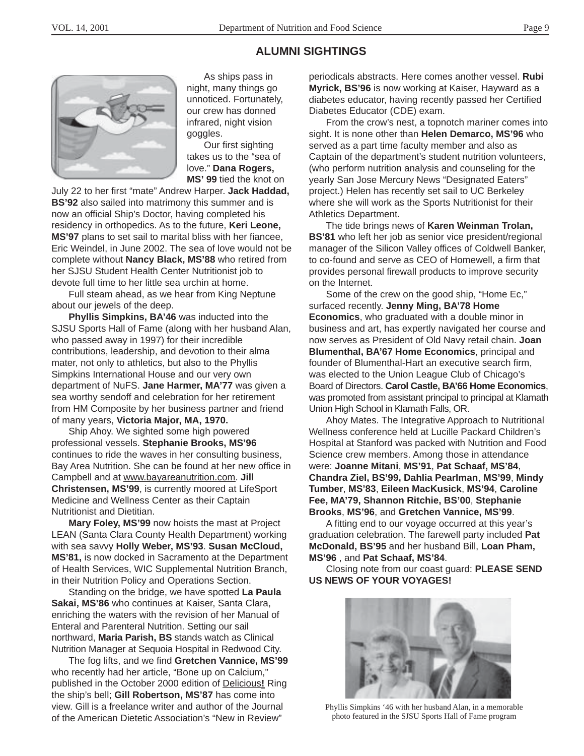## ALUMNI SIGHTINGS

As ships pass in night, many things go unnoticed. Fortunately, our crew has donned infrared, night vision goggles.

Our first sighting takes us to the "sea of love." **Dana Rogers, MS' 99** tied the knot on July 22 to her first "mate" Andrew Harper. **Jack Haddad, BS'92** also sailed into matrimony this summer and is now an official Ship's Doctor, having completed his residency in orthopedics. As to the future, **Keri Leone, MS'97** plans to set sail to marital bliss with her fiancee, Eric Weindel, in June 2002. The sea of love would not be complete without **Nancy Black, MS'88** who retired from her SJSU Student Health Center Nutritionist job to devote full time to her little sea urchin at home.

Full steam ahead, as we hear from King Neptune about our jewels of the deep.

**Phyllis Simpkins, BA'46** was inducted into the SJSU Sports Hall of Fame (along with her husband Alan, who passed away in 1997) for their incredible contributions, leadership, and devotion to their alma mater, not only to athletics, but also to the Phyllis Simpkins International House and our very own department of NuFS. **Jane Harmer, MA'77** was given a sea worthy sendoff and celebration for her retirement from HM Composite by her business partner and friend of many years, **Victoria Major, MA, 1970.**

Ship Ahoy. We sighted some high powered professional vessels. **Stephanie Brooks, MS'96** continues to ride the waves in her consulting business, Bay Area Nutrition. She can be found at her new office in Campbell and at www.bayareanutrition.com. **Jill Christensen, MS'99**, is currently moored at LifeSport Medicine and Wellness Center as their Captain Nutritionist and Dietitian.

**Mary Foley, MS'99** now hoists the mast at Project LEAN (Santa Clara County Health Department) working with sea savvy **Holly Weber, MS'93**. **Susan McCloud, MS'81,** is now docked in Sacramento at the Department of Health Services, WIC Supplemental Nutrition Branch, in their Nutrition Policy and Operations Section.

Standing on the bridge, we have spotted **La Paula Sakai, MS'86** who continues at Kaiser, Santa Clara, enriching the waters with the revision of her Manual of Enteral and Parenteral Nutrition. Setting our sail northward, **Maria Parish, BS** stands watch as Clinical Nutrition Manager at Sequoia Hospital in Redwood City.

The fog lifts, and we find **Gretchen Vannice, MS'99** who recently had her article, "Bone up on Calcium," published in the October 2000 edition of Delicious**!** Ring the ship's bell; **Gill Robertson, MS'87** has come into view. Gill is a freelance writer and author of the Journal of the American Dietetic Association's "New in Review" periodicals abstracts. Here comes another vessel. **Rubi Myrick, BS'96** is now working at Kaiser, Hayward as a diabetes educator, having recently passed her Certified Diabetes Educator (CDE) exam.

From the crow's nest, a topnotch mariner comes into sight. It is none other than **Helen Demarco, MS'96** who served as a part time faculty member and also as Captain of the department's student nutrition volunteers, (who perform nutrition analysis and counseling for the yearly San Jose Mercury News "Designated Eaters" project.) Helen has recently set sail to UC Berkeley where she will work as the Sports Nutritionist for their Athletics Department.

The tide brings news of **Karen Weinman Trolan, BS'81** who left her job as senior vice president/regional manager of the Silicon Valley offices of Coldwell Banker, to co-found and serve as CEO of Homewell, a firm that provides personal firewall products to improve security on the Internet.

Some of the crew on the good ship, "Home Ec," surfaced recently. **Jenny Ming, BA'78 Home Economics**, who graduated with a double minor in business and art, has expertly navigated her course and now serves as President of Old Navy retail chain. **Joan Blumenthal, BA'67 Home Economics**, principal and founder of Blumenthal-Hart an executive search firm, was elected to the Union League Club of Chicago's Board of Directors. **Carol Castle, BA'66 Home Economics**, was promoted from assistant principal to principal at Klamath Union High School in Klamath Falls, OR.

Ahoy Mates. The Integrative Approach to Nutritional Wellness conference held at Lucille Packard Children's Hospital at Stanford was packed with Nutrition and Food Science crew members. Among those in attendance were: **Joanne Mitani**, **MS'91**, **Pat Schaaf, MS'84**, **Chandra Ziel, BS'99, Dahlia Pearlman**, **MS'99**, **Mindy Tumber**, **MS'83**, **Eileen MacKusick**, **MS'94**, **Caroline Fee, MA'79, Shannon Ritchie, BS'00**, **Stephanie Brooks**, **MS'96**, and **Gretchen Vannice, MS'99**.

A fitting end to our voyage occurred at this year's graduation celebration. The farewell party included **Pat McDonald, BS'95** and her husband Bill, **Loan Pham, MS'96** , and **Pat Schaaf, MS'84**.

Closing note from our coast guard: **PLEASE SEND US NEWS OF YOUR VOYAGES!**

Phyllis Simpkins '46 with her husband Alan, in a memorable photo featured in the SJSU Sports Hall of Fame program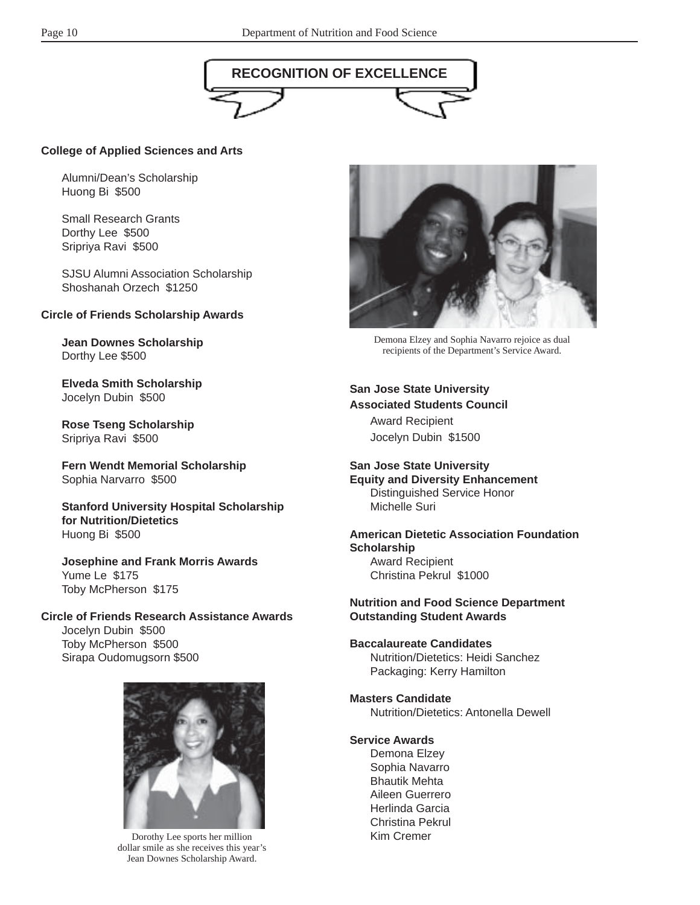# RECOGNITION OF EXCELLENCE

**College of Applied Sciences and Arts**

Alumni/Dean's Scholarship
Huong Bi $500

Small Research Grants
Dorthy Lee $500
Sripriya Ravi $500

SJSU Alumni Association Scholarship
Shoshanah Orzech $1250

**Circle of Friends Scholarship Awards**

**Jean Downes Scholarship**
Dorthy Lee $500

**Elveda Smith Scholarship**
Jocelyn Dubin $500

**Rose Tseng Scholarship**
Sripriya Ravi $500

**Fern Wendt Memorial Scholarship**
Sophia Narvarro $500

**Stanford University Hospital Scholarship for Nutrition/Dietetics**
Huong Bi $500

**Josephine and Frank Morris Awards**
Yume Le $175
Toby McPherson $175

**Circle of Friends Research Assistance Awards**
Jocelyn Dubin $500
Toby McPherson $500
Sirapa Oudomugsorn $500

Dorothy Lee sports her million dollar smile as she receives this year's Jean Downes Scholarship Award.

Demona Elzey and Sophia Navarro rejoice as dual recipients of the Department's Service Award.

**San Jose State University Associated Students Council**
Award Recipient
Jocelyn Dubin $1500

**San Jose State University Equity and Diversity Enhancement**
Distinguished Service Honor
Michelle Suri

**American Dietetic Association Foundation Scholarship**
Award Recipient
Christina Pekrul $1000

**Nutrition and Food Science Department Outstanding Student Awards**

**Baccalaureate Candidates**
Nutrition/Dietetics: Heidi Sanchez
Packaging: Kerry Hamilton

**Masters Candidate**
Nutrition/Dietetics: Antonella Dewell

**Service Awards**
Demona Elzey
Sophia Navarro
Bhautik Mehta
Aileen Guerrero
Herlinda Garcia
Christina Pekrul
Kim Cremer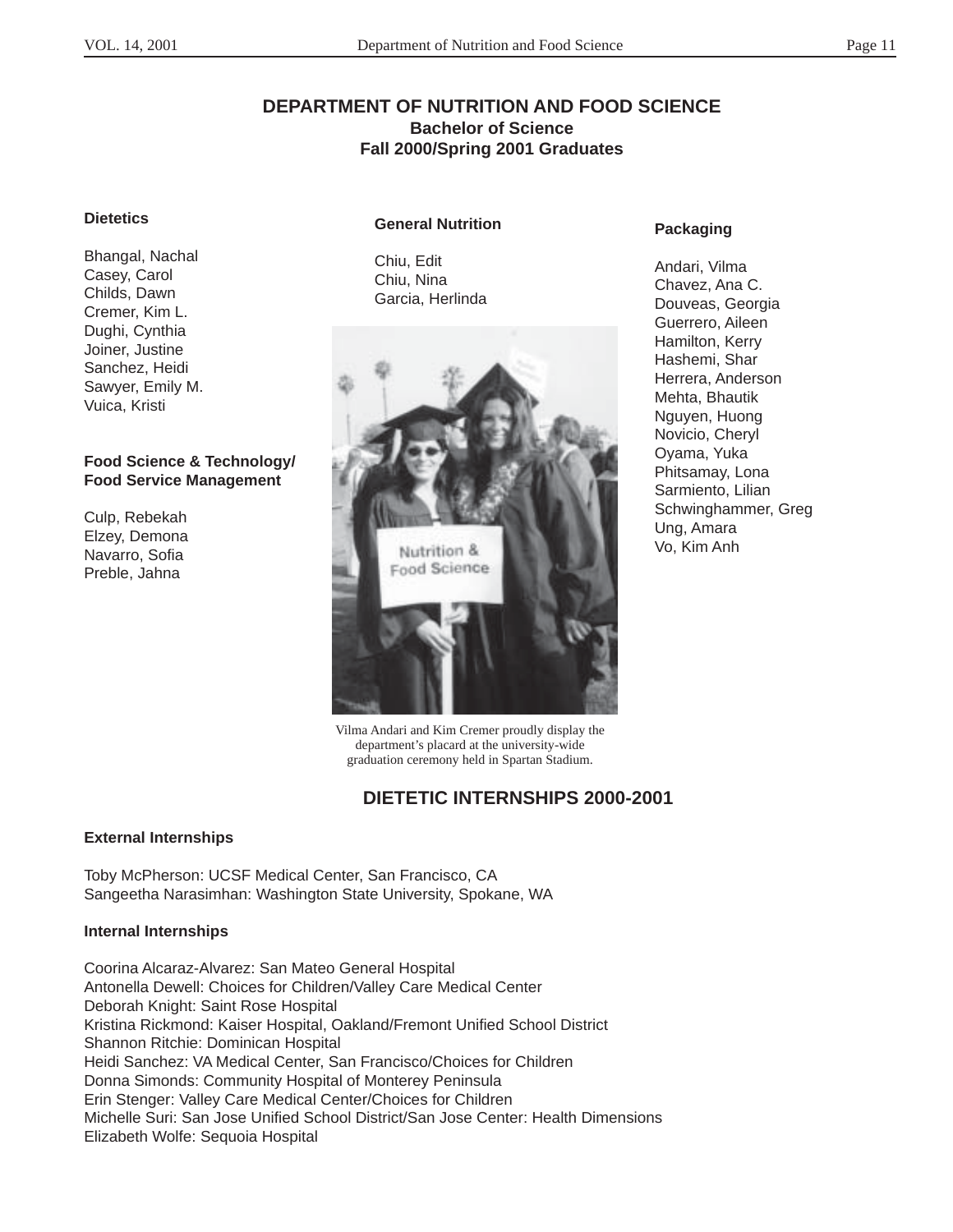# DEPARTMENT OF NUTRITION AND FOOD SCIENCE

## Bachelor of Science

## Fall 2000/Spring 2001 Graduates

**Dietetics**

Bhangal, Nachal
Casey, Carol
Childs, Dawn
Cremer, Kim L.
Dughi, Cynthia
Joiner, Justine
Sanchez, Heidi
Sawyer, Emily M.
Vuica, Kristi

**Food Science & Technology/ Food Service Management**

Culp, Rebekah
Elzey, Demona
Navarro, Sofia
Preble, Jahna

**General Nutrition**

Chiu, Edit
Chiu, Nina
Garcia, Herlinda

Vilma Andari and Kim Cremer proudly display the department's placard at the university-wide graduation ceremony held in Spartan Stadium.

**Packaging**

Andari, Vilma
Chavez, Ana C.
Douveas, Georgia
Guerrero, Aileen
Hamilton, Kerry
Hashemi, Shar
Herrera, Anderson
Mehta, Bhautik
Nguyen, Huong
Novicio, Cheryl
Oyama, Yuka
Phitsamay, Lona
Sarmiento, Lilian
Schwinghammer, Greg
Ung, Amara
Vo, Kim Anh

## DIETETIC INTERNSHIPS 2000-2001

**External Internships**

Toby McPherson: UCSF Medical Center, San Francisco, CA
Sangeetha Narasimhan: Washington State University, Spokane, WA

**Internal Internships**

Coorina Alcaraz-Alvarez: San Mateo General Hospital
Antonella Dewell: Choices for Children/Valley Care Medical Center
Deborah Knight: Saint Rose Hospital
Kristina Rickmond: Kaiser Hospital, Oakland/Fremont Unified School District
Shannon Ritchie: Dominican Hospital
Heidi Sanchez: VA Medical Center, San Francisco/Choices for Children
Donna Simonds: Community Hospital of Monterey Peninsula
Erin Stenger: Valley Care Medical Center/Choices for Children
Michelle Suri: San Jose Unified School District/San Jose Center: Health Dimensions
Elizabeth Wolfe: Sequoia Hospital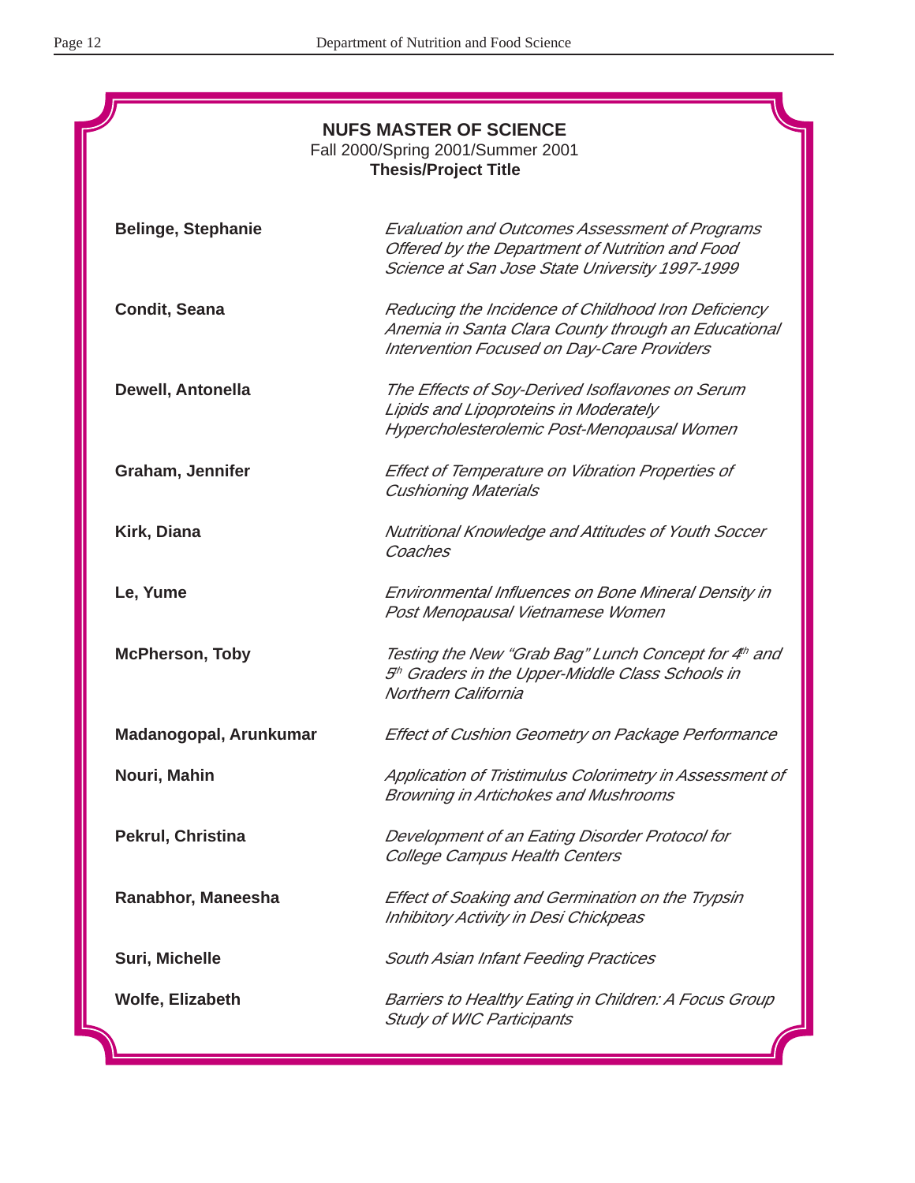## NUFS MASTER OF SCIENCE

Fall 2000/Spring 2001/Summer 2001

**Thesis/Project Title**

| | |
|---|---|
| **Belinge, Stephanie** | *Evaluation and Outcomes Assessment of Programs Offered by the Department of Nutrition and Food Science at San Jose State University 1997-1999* |
| **Condit, Seana** | *Reducing the Incidence of Childhood Iron Deficiency Anemia in Santa Clara County through an Educational Intervention Focused on Day-Care Providers* |
| **Dewell, Antonella** | *The Effects of Soy-Derived Isoflavones on Serum Lipids and Lipoproteins in Moderately Hypercholesterolemic Post-Menopausal Women* |
| **Graham, Jennifer** | *Effect of Temperature on Vibration Properties of Cushioning Materials* |
| **Kirk, Diana** | *Nutritional Knowledge and Attitudes of Youth Soccer Coaches* |
| **Le, Yume** | *Environmental Influences on Bone Mineral Density in Post Menopausal Vietnamese Women* |
| **McPherson, Toby** | *Testing the New "Grab Bag" Lunch Concept for 4th and 5th Graders in the Upper-Middle Class Schools in Northern California* |
| **Madanogopal, Arunkumar** | *Effect of Cushion Geometry on Package Performance* |
| **Nouri, Mahin** | *Application of Tristimulus Colorimetry in Assessment of Browning in Artichokes and Mushrooms* |
| **Pekrul, Christina** | *Development of an Eating Disorder Protocol for College Campus Health Centers* |
| **Ranabhor, Maneesha** | *Effect of Soaking and Germination on the Trypsin Inhibitory Activity in Desi Chickpeas* |
| **Suri, Michelle** | *South Asian Infant Feeding Practices* |
| **Wolfe, Elizabeth** | *Barriers to Healthy Eating in Children: A Focus Group Study of WIC Participants* |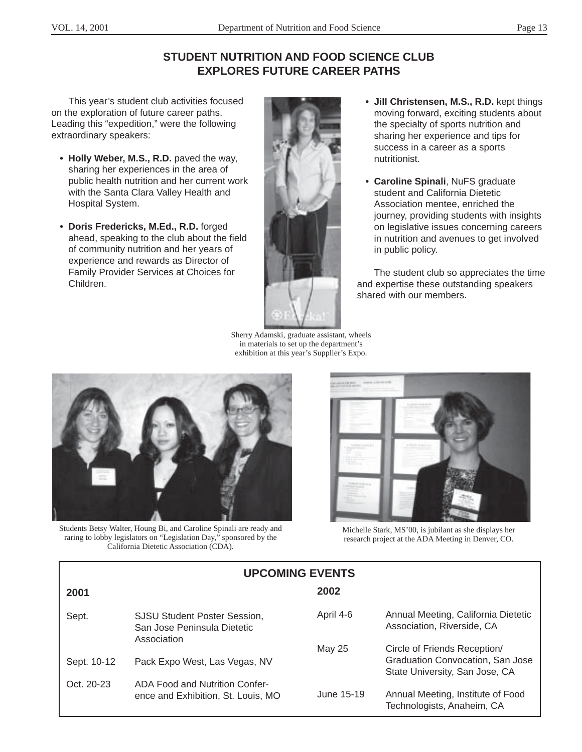## STUDENT NUTRITION AND FOOD SCIENCE CLUB EXPLORES FUTURE CAREER PATHS

This year's student club activities focused on the exploration of future career paths. Leading this "expedition," were the following extraordinary speakers:

- **Holly Weber, M.S., R.D.** paved the way, sharing her experiences in the area of public health nutrition and her current work with the Santa Clara Valley Health and Hospital System.
- **Doris Fredericks, M.Ed., R.D.** forged ahead, speaking to the club about the field of community nutrition and her years of experience and rewards as Director of Family Provider Services at Choices for Children.
- **Jill Christensen, M.S., R.D.** kept things moving forward, exciting students about the specialty of sports nutrition and sharing her experience and tips for success in a career as a sports nutritionist.
- **Caroline Spinali**, NuFS graduate student and California Dietetic Association mentee, enriched the journey, providing students with insights on legislative issues concerning careers in nutrition and avenues to get involved in public policy.

The student club so appreciates the time and expertise these outstanding speakers shared with our members.

Sherry Adamski, graduate assistant, wheels in materials to set up the department's exhibition at this year's Supplier's Expo.

Students Betsy Walter, Houng Bi, and Caroline Spinali are ready and raring to lobby legislators on "Legislation Day," sponsored by the California Dietetic Association (CDA).

Michelle Stark, MS'00, is jubilant as she displays her research project at the ADA Meeting in Denver, CO.

### UPCOMING EVENTS

| 2001 | | 2002 | |
|---|---|---|---|
| Sept. | SJSU Student Poster Session, San Jose Peninsula Dietetic Association | April 4-6 | Annual Meeting, California Dietetic Association, Riverside, CA |
| Sept. 10-12 | Pack Expo West, Las Vegas, NV | May 25 | Circle of Friends Reception/ Graduation Convocation, San Jose State University, San Jose, CA |
| Oct. 20-23 | ADA Food and Nutrition Conference and Exhibition, St. Louis, MO | June 15-19 | Annual Meeting, Institute of Food Technologists, Anaheim, CA |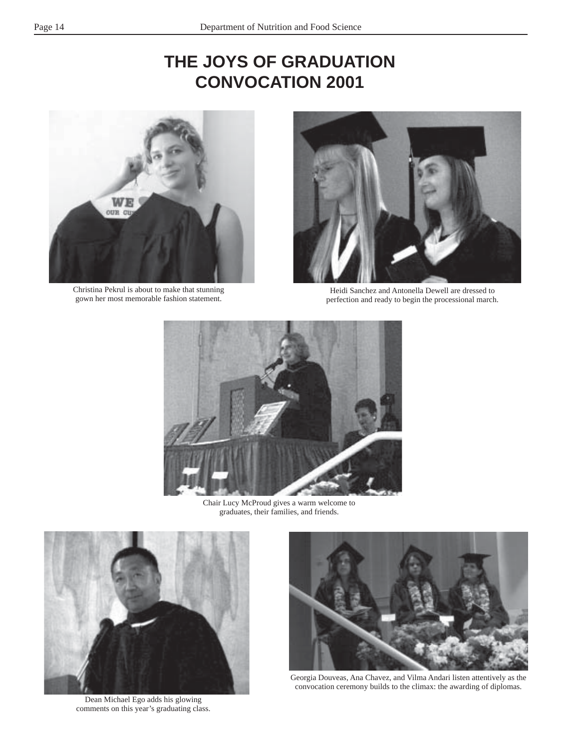# THE JOYS OF GRADUATION CONVOCATION 2001

Christina Pekrul is about to make that stunning gown her most memorable fashion statement.

Heidi Sanchez and Antonella Dewell are dressed to perfection and ready to begin the processional march.

Chair Lucy McProud gives a warm welcome to graduates, their families, and friends.

Dean Michael Ego adds his glowing comments on this year's graduating class.

Georgia Douveas, Ana Chavez, and Vilma Andari listen attentively as the convocation ceremony builds to the climax: the awarding of diplomas.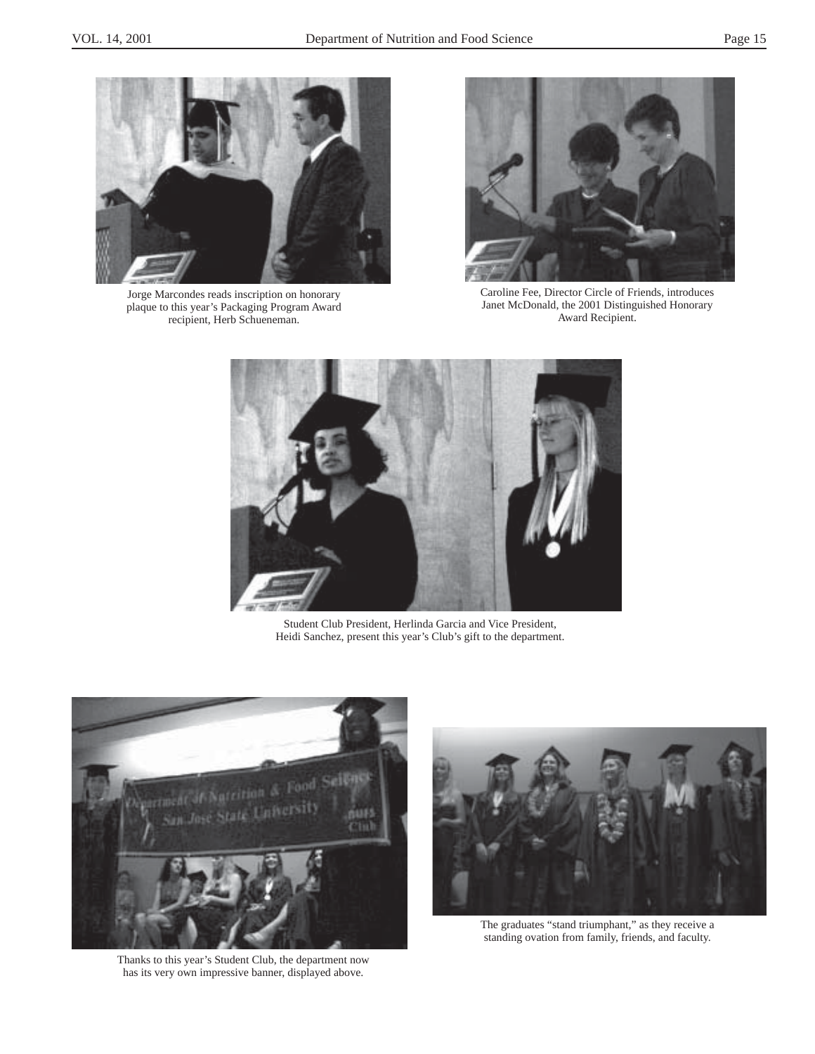Jorge Marcondes reads inscription on honorary plaque to this year's Packaging Program Award recipient, Herb Schueneman.

Caroline Fee, Director Circle of Friends, introduces Janet McDonald, the 2001 Distinguished Honorary Award Recipient.

Student Club President, Herlinda Garcia and Vice President, Heidi Sanchez, present this year's Club's gift to the department.

Thanks to this year's Student Club, the department now has its very own impressive banner, displayed above.

The graduates "stand triumphant," as they receive a standing ovation from family, friends, and faculty.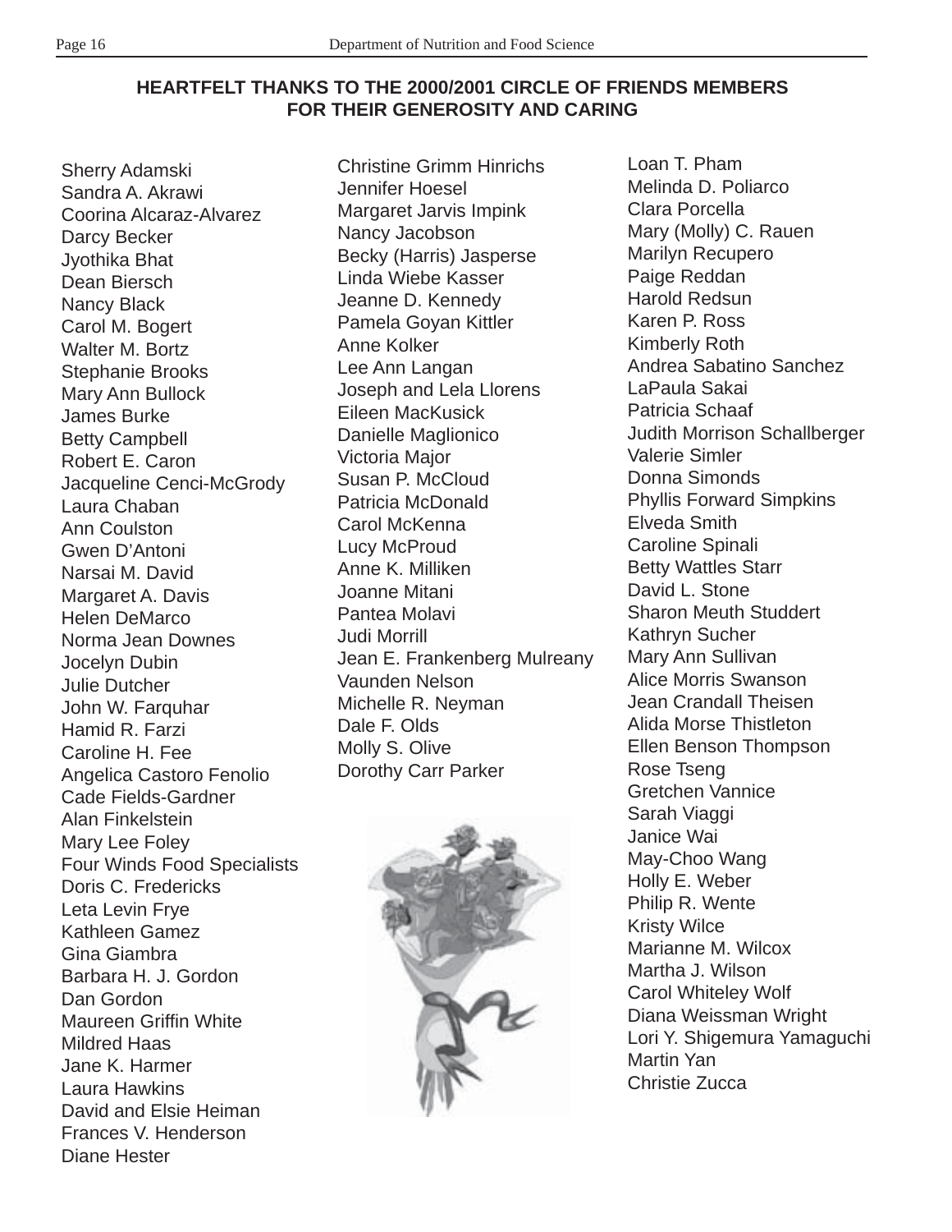## HEARTFELT THANKS TO THE 2000/2001 CIRCLE OF FRIENDS MEMBERS FOR THEIR GENEROSITY AND CARING

Sherry Adamski
Sandra A. Akrawi
Coorina Alcaraz-Alvarez
Darcy Becker
Jyothika Bhat
Dean Biersch
Nancy Black
Carol M. Bogert
Walter M. Bortz
Stephanie Brooks
Mary Ann Bullock
James Burke
Betty Campbell
Robert E. Caron
Jacqueline Cenci-McGrody
Laura Chaban
Ann Coulston
Gwen D'Antoni
Narsai M. David
Margaret A. Davis
Helen DeMarco
Norma Jean Downes
Jocelyn Dubin
Julie Dutcher
John W. Farquhar
Hamid R. Farzi
Caroline H. Fee
Angelica Castoro Fenolio
Cade Fields-Gardner
Alan Finkelstein
Mary Lee Foley
Four Winds Food Specialists
Doris C. Fredericks
Leta Levin Frye
Kathleen Gamez
Gina Giambra
Barbara H. J. Gordon
Dan Gordon
Maureen Griffin White
Mildred Haas
Jane K. Harmer
Laura Hawkins
David and Elsie Heiman
Frances V. Henderson
Diane Hester
Christine Grimm Hinrichs
Jennifer Hoesel
Margaret Jarvis Impink
Nancy Jacobson
Becky (Harris) Jasperse
Linda Wiebe Kasser
Jeanne D. Kennedy
Pamela Goyan Kittler
Anne Kolker
Lee Ann Langan
Joseph and Lela Llorens
Eileen MacKusick
Danielle Maglionico
Victoria Major
Susan P. McCloud
Patricia McDonald
Carol McKenna
Lucy McProud
Anne K. Milliken
Joanne Mitani
Pantea Molavi
Judi Morrill
Jean E. Frankenberg Mulreany
Vaunden Nelson
Michelle R. Neyman
Dale F. Olds
Molly S. Olive
Dorothy Carr Parker
Loan T. Pham
Melinda D. Poliarco
Clara Porcella
Mary (Molly) C. Rauen
Marilyn Recupero
Paige Reddan
Harold Redsun
Karen P. Ross
Kimberly Roth
Andrea Sabatino Sanchez
LaPaula Sakai
Patricia Schaaf
Judith Morrison Schallberger
Valerie Simler
Donna Simonds
Phyllis Forward Simpkins
Elveda Smith
Caroline Spinali
Betty Wattles Starr
David L. Stone
Sharon Meuth Studdert
Kathryn Sucher
Mary Ann Sullivan
Alice Morris Swanson
Jean Crandall Theisen
Alida Morse Thistleton
Ellen Benson Thompson
Rose Tseng
Gretchen Vannice
Sarah Viaggi
Janice Wai
May-Choo Wang
Holly E. Weber
Philip R. Wente
Kristy Wilce
Marianne M. Wilcox
Martha J. Wilson
Carol Whiteley Wolf
Diana Weissman Wright
Lori Y. Shigemura Yamaguchi
Martin Yan
Christie Zucca